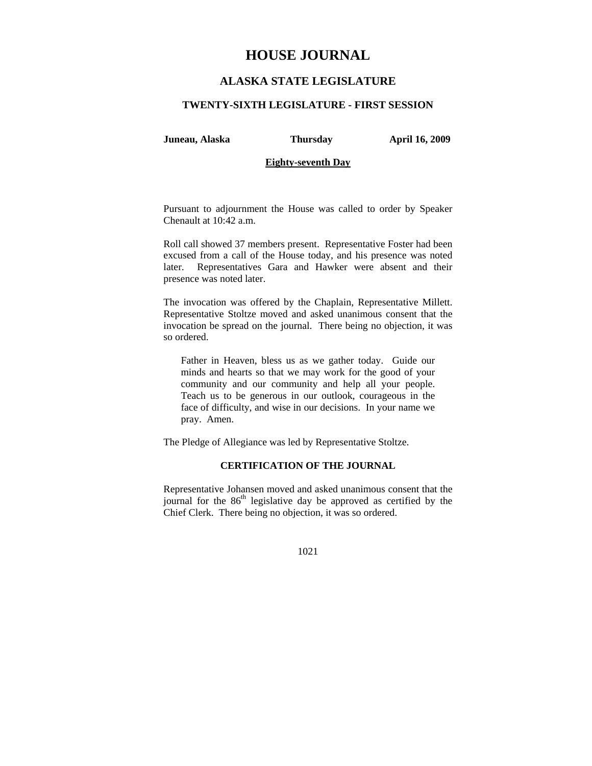# HOUSE JOURNAL

## ALASKA STATE LEGISLATURE

### TWENTY-SIXTH LEGISLATURE - FIRST SESSION

**Juneau, Alaska** **Thursday** **April 16, 2009**

**Eighty-seventh Day**

Pursuant to adjournment the House was called to order by Speaker Chenault at 10:42 a.m.

Roll call showed 37 members present. Representative Foster had been excused from a call of the House today, and his presence was noted later. Representatives Gara and Hawker were absent and their presence was noted later.

The invocation was offered by the Chaplain, Representative Millett. Representative Stoltze moved and asked unanimous consent that the invocation be spread on the journal. There being no objection, it was so ordered.

> Father in Heaven, bless us as we gather today. Guide our minds and hearts so that we may work for the good of your community and our community and help all your people. Teach us to be generous in our outlook, courageous in the face of difficulty, and wise in our decisions. In your name we pray. Amen.

The Pledge of Allegiance was led by Representative Stoltze.

**CERTIFICATION OF THE JOURNAL**

Representative Johansen moved and asked unanimous consent that the journal for the 86th legislative day be approved as certified by the Chief Clerk. There being no objection, it was so ordered.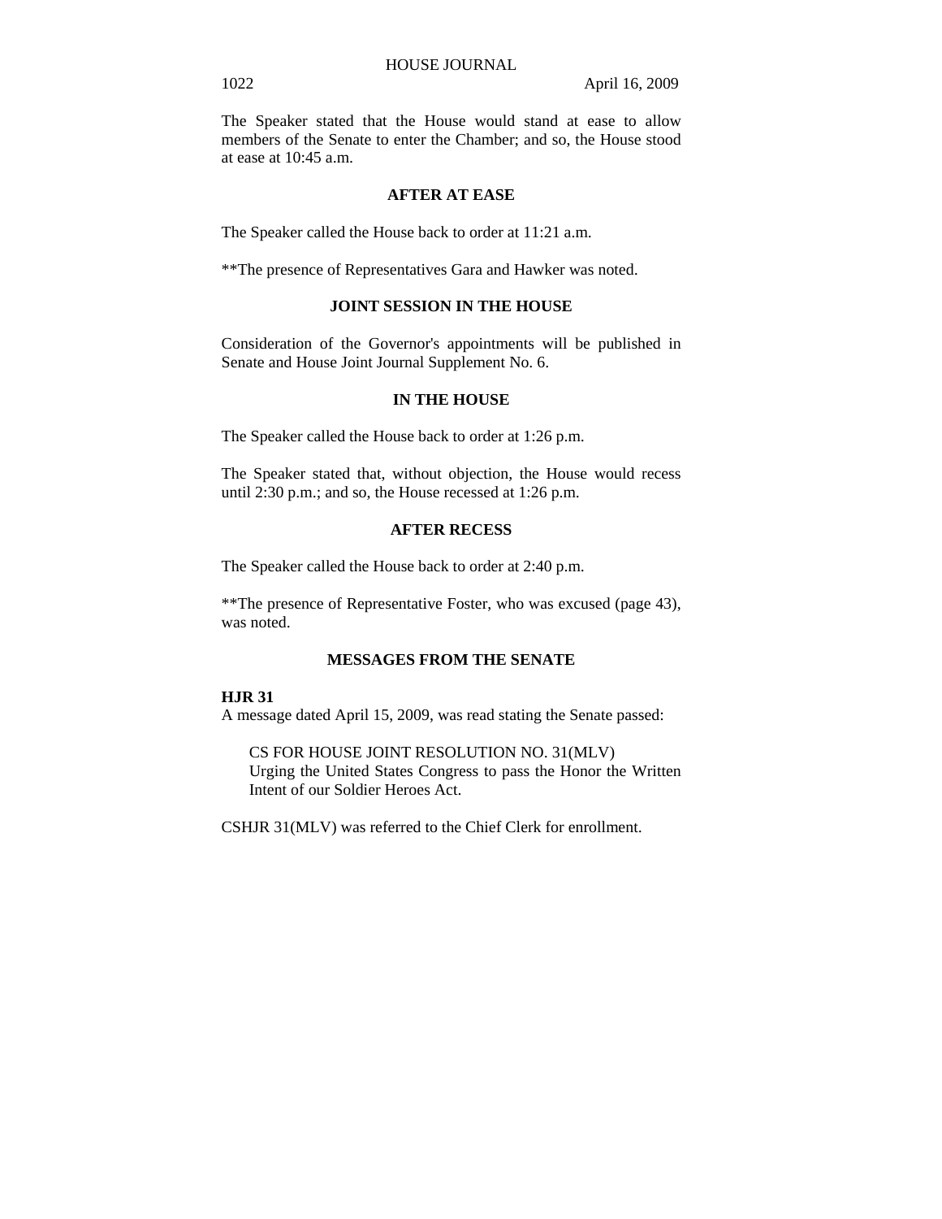The Speaker stated that the House would stand at ease to allow members of the Senate to enter the Chamber; and so, the House stood at ease at 10:45 a.m.

**AFTER AT EASE**

The Speaker called the House back to order at 11:21 a.m.

**The presence of Representatives Gara and Hawker was noted.

**JOINT SESSION IN THE HOUSE**

Consideration of the Governor's appointments will be published in Senate and House Joint Journal Supplement No. 6.

**IN THE HOUSE**

The Speaker called the House back to order at 1:26 p.m.

The Speaker stated that, without objection, the House would recess until 2:30 p.m.; and so, the House recessed at 1:26 p.m.

**AFTER RECESS**

The Speaker called the House back to order at 2:40 p.m.

**The presence of Representative Foster, who was excused (page 43), was noted.

**MESSAGES FROM THE SENATE**

**HJR 31**
A message dated April 15, 2009, was read stating the Senate passed:

CS FOR HOUSE JOINT RESOLUTION NO. 31(MLV)
Urging the United States Congress to pass the Honor the Written Intent of our Soldier Heroes Act.

CSHJR 31(MLV) was referred to the Chief Clerk for enrollment.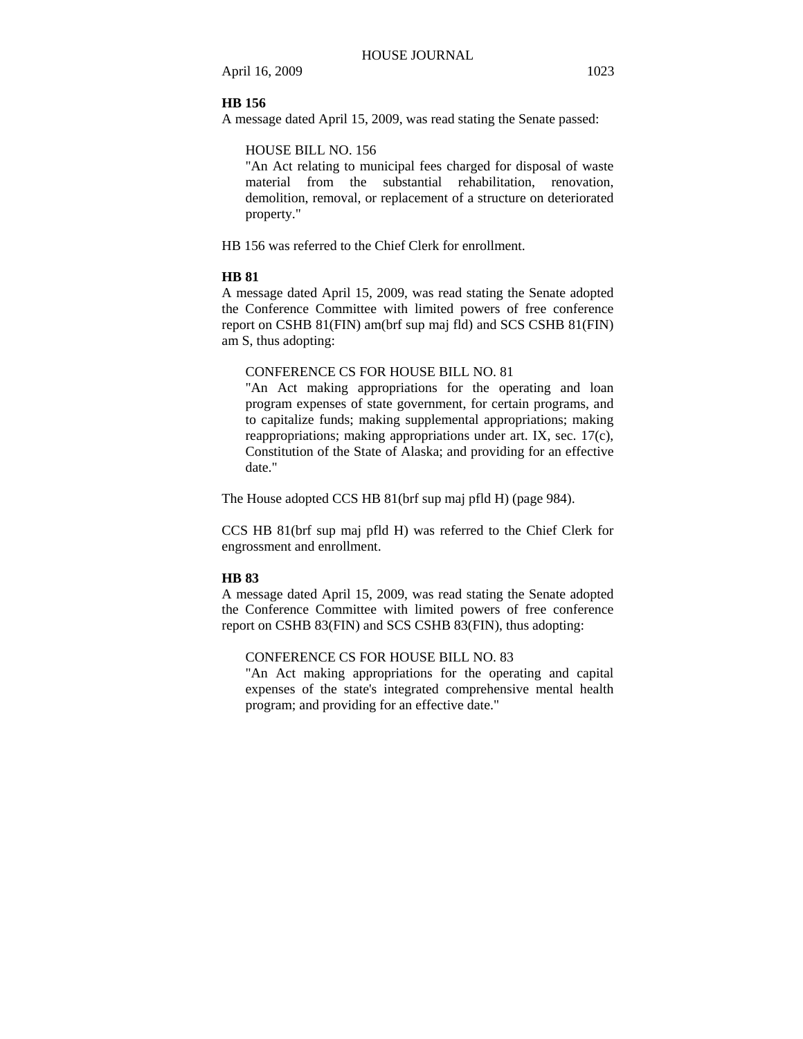**HB 156**

A message dated April 15, 2009, was read stating the Senate passed:

HOUSE BILL NO. 156
"An Act relating to municipal fees charged for disposal of waste material from the substantial rehabilitation, renovation, demolition, removal, or replacement of a structure on deteriorated property."

HB 156 was referred to the Chief Clerk for enrollment.

**HB 81**

A message dated April 15, 2009, was read stating the Senate adopted the Conference Committee with limited powers of free conference report on CSHB 81(FIN) am(brf sup maj fld) and SCS CSHB 81(FIN) am S, thus adopting:

CONFERENCE CS FOR HOUSE BILL NO. 81
"An Act making appropriations for the operating and loan program expenses of state government, for certain programs, and to capitalize funds; making supplemental appropriations; making reappropriations; making appropriations under art. IX, sec. 17(c), Constitution of the State of Alaska; and providing for an effective date."

The House adopted CCS HB 81(brf sup maj pfld H) (page 984).

CCS HB 81(brf sup maj pfld H) was referred to the Chief Clerk for engrossment and enrollment.

**HB 83**

A message dated April 15, 2009, was read stating the Senate adopted the Conference Committee with limited powers of free conference report on CSHB 83(FIN) and SCS CSHB 83(FIN), thus adopting:

CONFERENCE CS FOR HOUSE BILL NO. 83
"An Act making appropriations for the operating and capital expenses of the state's integrated comprehensive mental health program; and providing for an effective date."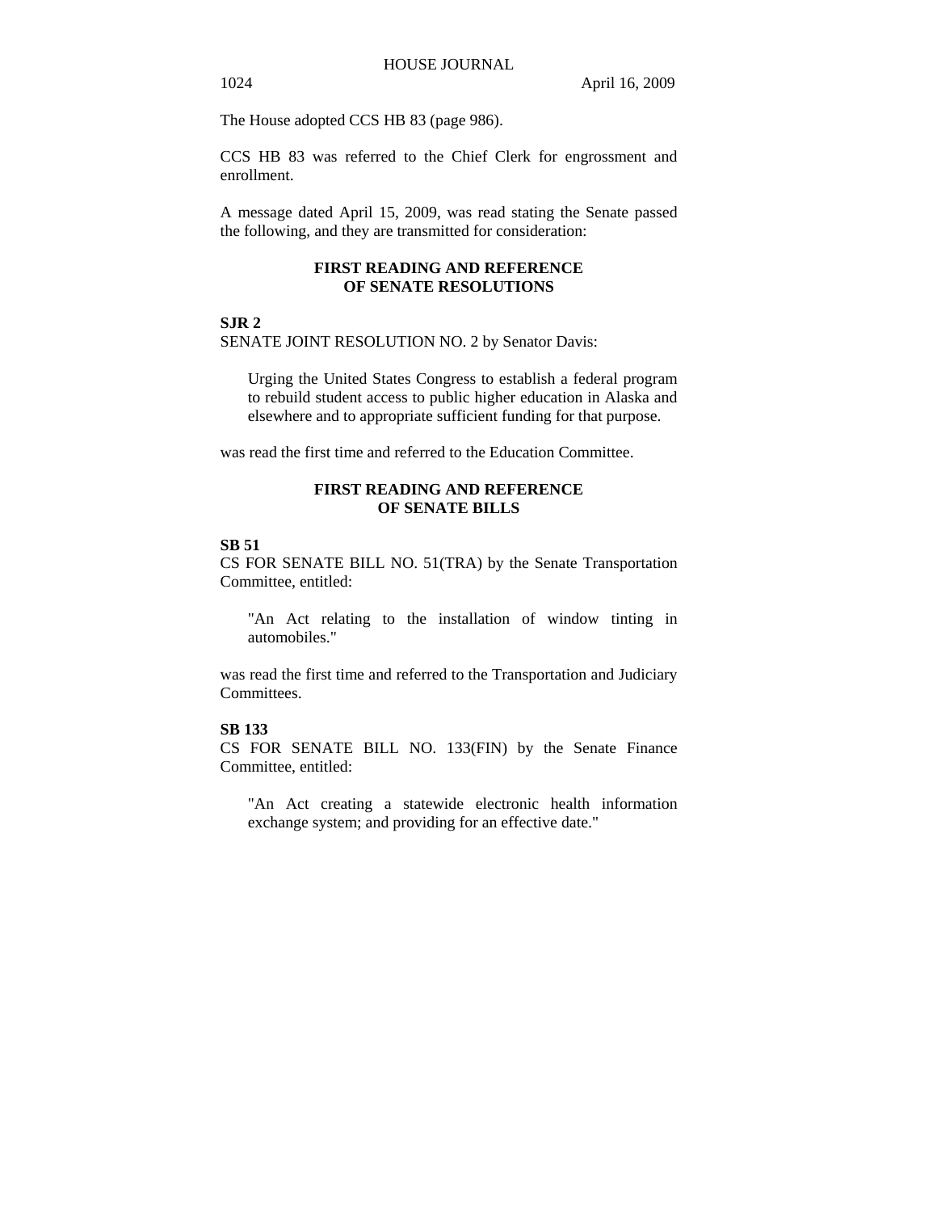The House adopted CCS HB 83 (page 986).

CCS HB 83 was referred to the Chief Clerk for engrossment and enrollment.

A message dated April 15, 2009, was read stating the Senate passed the following, and they are transmitted for consideration:

## FIRST READING AND REFERENCE OF SENATE RESOLUTIONS

**SJR 2**

SENATE JOINT RESOLUTION NO. 2 by Senator Davis:

> Urging the United States Congress to establish a federal program to rebuild student access to public higher education in Alaska and elsewhere and to appropriate sufficient funding for that purpose.

was read the first time and referred to the Education Committee.

## FIRST READING AND REFERENCE OF SENATE BILLS

**SB 51**

CS FOR SENATE BILL NO. 51(TRA) by the Senate Transportation Committee, entitled:

> "An Act relating to the installation of window tinting in automobiles."

was read the first time and referred to the Transportation and Judiciary Committees.

**SB 133**

CS FOR SENATE BILL NO. 133(FIN) by the Senate Finance Committee, entitled:

> "An Act creating a statewide electronic health information exchange system; and providing for an effective date."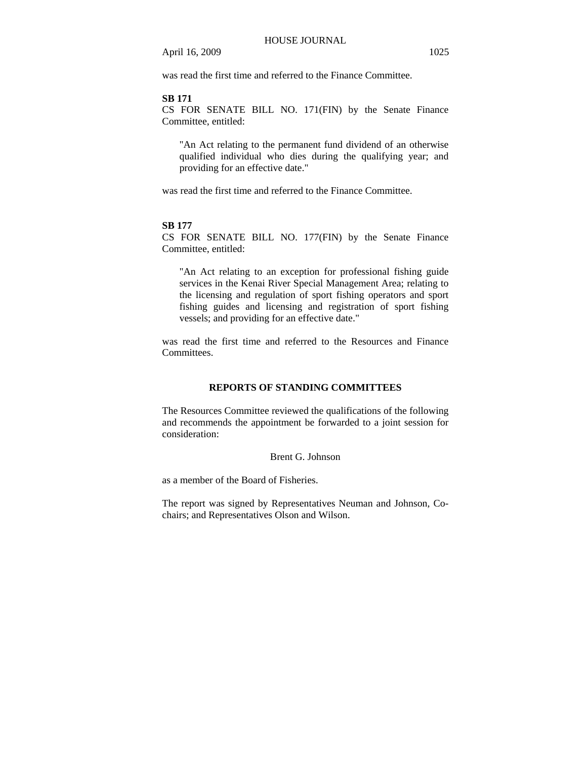was read the first time and referred to the Finance Committee.

**SB 171**

CS FOR SENATE BILL NO. 171(FIN) by the Senate Finance Committee, entitled:

> "An Act relating to the permanent fund dividend of an otherwise qualified individual who dies during the qualifying year; and providing for an effective date."

was read the first time and referred to the Finance Committee.

**SB 177**

CS FOR SENATE BILL NO. 177(FIN) by the Senate Finance Committee, entitled:

> "An Act relating to an exception for professional fishing guide services in the Kenai River Special Management Area; relating to the licensing and regulation of sport fishing operators and sport fishing guides and licensing and registration of sport fishing vessels; and providing for an effective date."

was read the first time and referred to the Resources and Finance Committees.

## REPORTS OF STANDING COMMITTEES

The Resources Committee reviewed the qualifications of the following and recommends the appointment be forwarded to a joint session for consideration:

Brent G. Johnson

as a member of the Board of Fisheries.

The report was signed by Representatives Neuman and Johnson, Co-chairs; and Representatives Olson and Wilson.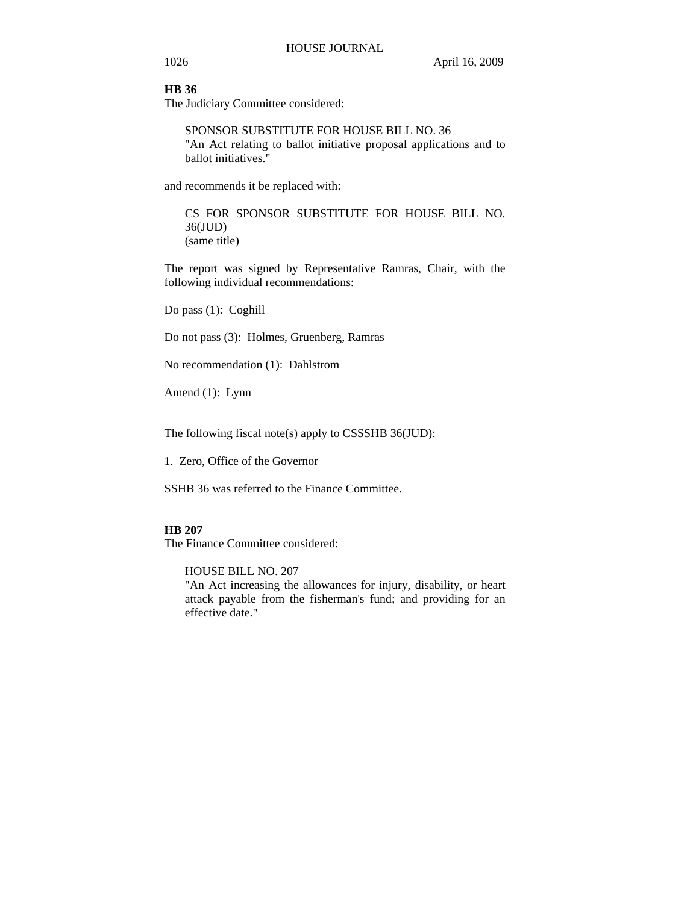**HB 36**

The Judiciary Committee considered:

> SPONSOR SUBSTITUTE FOR HOUSE BILL NO. 36
> "An Act relating to ballot initiative proposal applications and to ballot initiatives."

and recommends it be replaced with:

> CS FOR SPONSOR SUBSTITUTE FOR HOUSE BILL NO. 36(JUD)
> (same title)

The report was signed by Representative Ramras, Chair, with the following individual recommendations:

Do pass (1): Coghill

Do not pass (3): Holmes, Gruenberg, Ramras

No recommendation (1): Dahlstrom

Amend (1): Lynn

The following fiscal note(s) apply to CSSSHB 36(JUD):

1. Zero, Office of the Governor

SSHB 36 was referred to the Finance Committee.

**HB 207**

The Finance Committee considered:

> HOUSE BILL NO. 207
> "An Act increasing the allowances for injury, disability, or heart attack payable from the fisherman's fund; and providing for an effective date."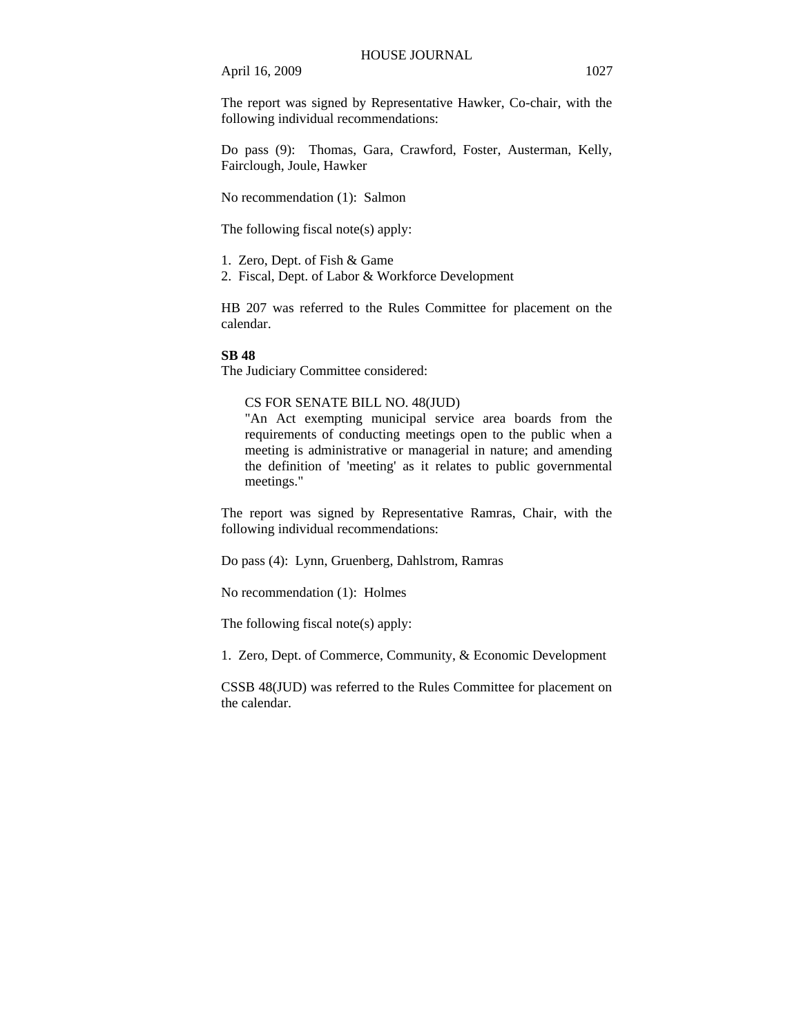The report was signed by Representative Hawker, Co-chair, with the following individual recommendations:

Do pass (9): Thomas, Gara, Crawford, Foster, Austerman, Kelly, Fairclough, Joule, Hawker

No recommendation (1): Salmon

The following fiscal note(s) apply:

1. Zero, Dept. of Fish & Game
2. Fiscal, Dept. of Labor & Workforce Development

HB 207 was referred to the Rules Committee for placement on the calendar.

**SB 48**

The Judiciary Committee considered:

> CS FOR SENATE BILL NO. 48(JUD)
> "An Act exempting municipal service area boards from the requirements of conducting meetings open to the public when a meeting is administrative or managerial in nature; and amending the definition of 'meeting' as it relates to public governmental meetings."

The report was signed by Representative Ramras, Chair, with the following individual recommendations:

Do pass (4): Lynn, Gruenberg, Dahlstrom, Ramras

No recommendation (1): Holmes

The following fiscal note(s) apply:

1. Zero, Dept. of Commerce, Community, & Economic Development

CSSB 48(JUD) was referred to the Rules Committee for placement on the calendar.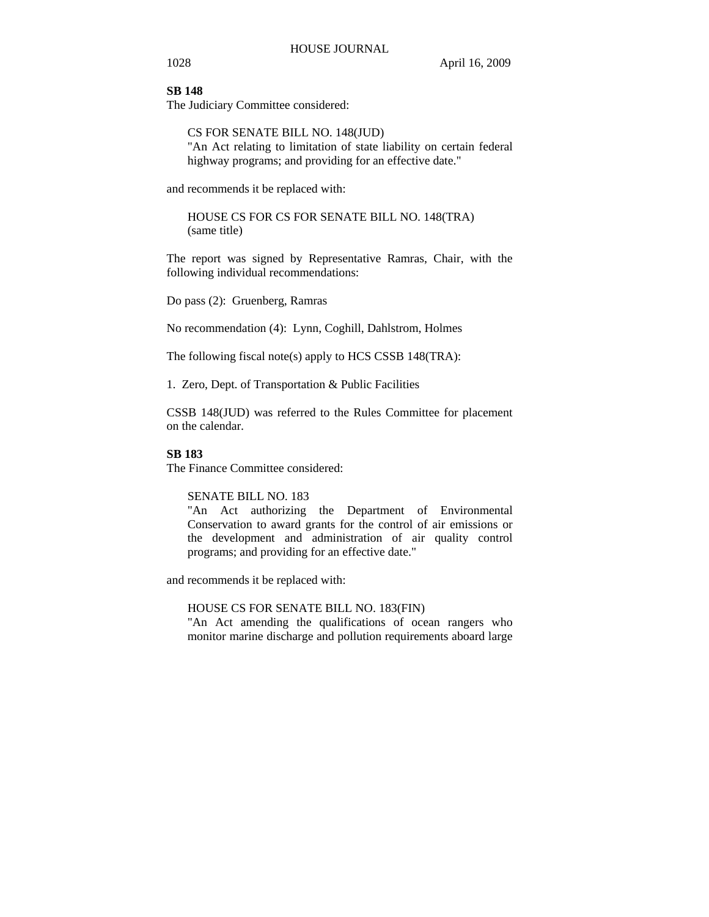**SB 148**

The Judiciary Committee considered:

> CS FOR SENATE BILL NO. 148(JUD)
> "An Act relating to limitation of state liability on certain federal highway programs; and providing for an effective date."

and recommends it be replaced with:

> HOUSE CS FOR CS FOR SENATE BILL NO. 148(TRA)
> (same title)

The report was signed by Representative Ramras, Chair, with the following individual recommendations:

Do pass (2): Gruenberg, Ramras

No recommendation (4): Lynn, Coghill, Dahlstrom, Holmes

The following fiscal note(s) apply to HCS CSSB 148(TRA):

1. Zero, Dept. of Transportation & Public Facilities

CSSB 148(JUD) was referred to the Rules Committee for placement on the calendar.

**SB 183**

The Finance Committee considered:

> SENATE BILL NO. 183
> "An Act authorizing the Department of Environmental Conservation to award grants for the control of air emissions or the development and administration of air quality control programs; and providing for an effective date."

and recommends it be replaced with:

> HOUSE CS FOR SENATE BILL NO. 183(FIN)
> "An Act amending the qualifications of ocean rangers who monitor marine discharge and pollution requirements aboard large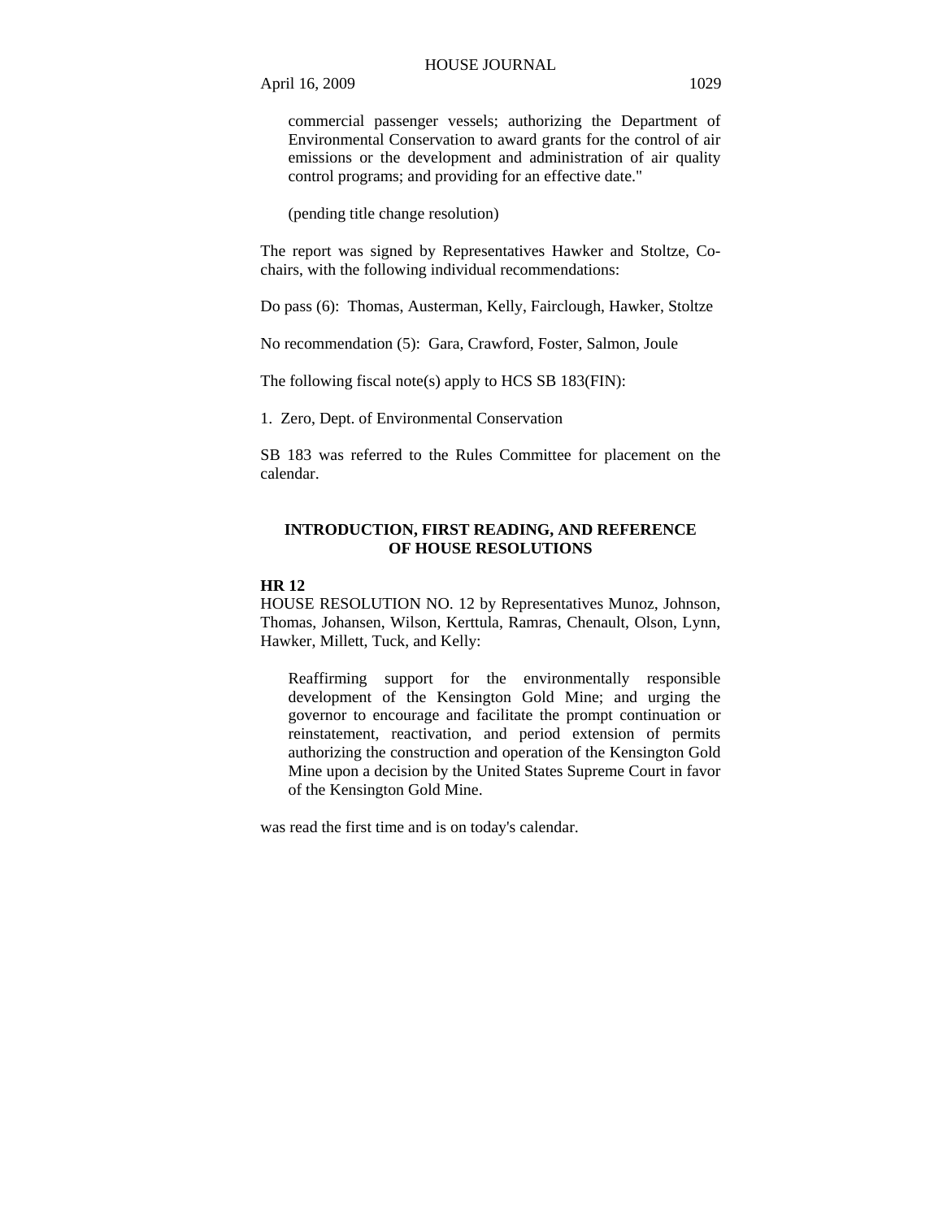commercial passenger vessels; authorizing the Department of Environmental Conservation to award grants for the control of air emissions or the development and administration of air quality control programs; and providing for an effective date."

(pending title change resolution)

The report was signed by Representatives Hawker and Stoltze, Co-chairs, with the following individual recommendations:

Do pass (6): Thomas, Austerman, Kelly, Fairclough, Hawker, Stoltze

No recommendation (5): Gara, Crawford, Foster, Salmon, Joule

The following fiscal note(s) apply to HCS SB 183(FIN):

1. Zero, Dept. of Environmental Conservation

SB 183 was referred to the Rules Committee for placement on the calendar.

## INTRODUCTION, FIRST READING, AND REFERENCE OF HOUSE RESOLUTIONS

**HR 12**

HOUSE RESOLUTION NO. 12 by Representatives Munoz, Johnson, Thomas, Johansen, Wilson, Kerttula, Ramras, Chenault, Olson, Lynn, Hawker, Millett, Tuck, and Kelly:

Reaffirming support for the environmentally responsible development of the Kensington Gold Mine; and urging the governor to encourage and facilitate the prompt continuation or reinstatement, reactivation, and period extension of permits authorizing the construction and operation of the Kensington Gold Mine upon a decision by the United States Supreme Court in favor of the Kensington Gold Mine.

was read the first time and is on today's calendar.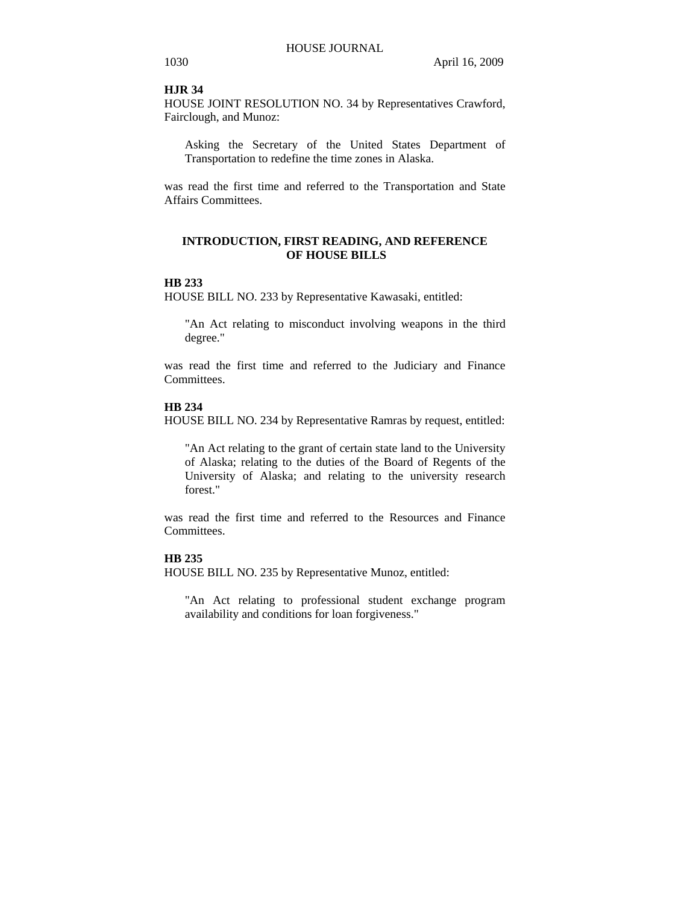**HJR 34**

HOUSE JOINT RESOLUTION NO. 34 by Representatives Crawford, Fairclough, and Munoz:

> Asking the Secretary of the United States Department of Transportation to redefine the time zones in Alaska.

was read the first time and referred to the Transportation and State Affairs Committees.

## INTRODUCTION, FIRST READING, AND REFERENCE OF HOUSE BILLS

**HB 233**

HOUSE BILL NO. 233 by Representative Kawasaki, entitled:

> "An Act relating to misconduct involving weapons in the third degree."

was read the first time and referred to the Judiciary and Finance Committees.

**HB 234**

HOUSE BILL NO. 234 by Representative Ramras by request, entitled:

> "An Act relating to the grant of certain state land to the University of Alaska; relating to the duties of the Board of Regents of the University of Alaska; and relating to the university research forest."

was read the first time and referred to the Resources and Finance Committees.

**HB 235**

HOUSE BILL NO. 235 by Representative Munoz, entitled:

> "An Act relating to professional student exchange program availability and conditions for loan forgiveness."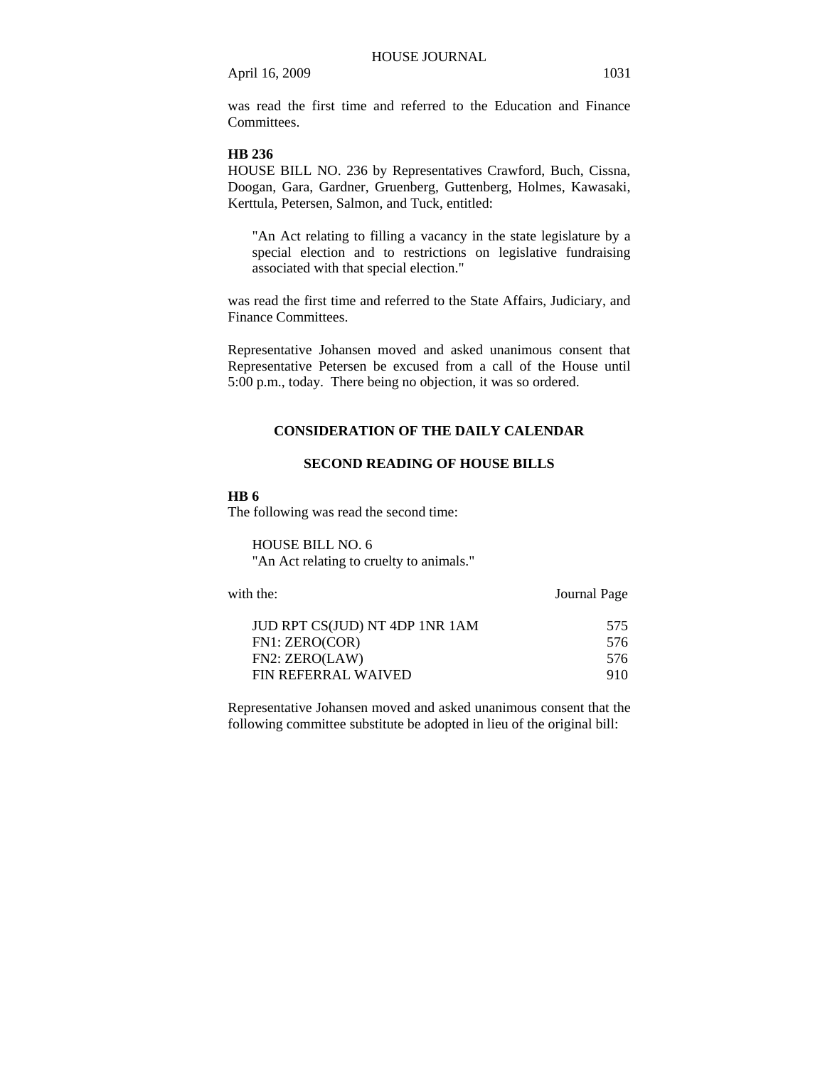was read the first time and referred to the Education and Finance Committees.

**HB 236**

HOUSE BILL NO. 236 by Representatives Crawford, Buch, Cissna, Doogan, Gara, Gardner, Gruenberg, Guttenberg, Holmes, Kawasaki, Kerttula, Petersen, Salmon, and Tuck, entitled:

> "An Act relating to filling a vacancy in the state legislature by a special election and to restrictions on legislative fundraising associated with that special election."

was read the first time and referred to the State Affairs, Judiciary, and Finance Committees.

Representative Johansen moved and asked unanimous consent that Representative Petersen be excused from a call of the House until 5:00 p.m., today. There being no objection, it was so ordered.

## CONSIDERATION OF THE DAILY CALENDAR

### SECOND READING OF HOUSE BILLS

**HB 6**

The following was read the second time:

> HOUSE BILL NO. 6
> "An Act relating to cruelty to animals."

| with the: | Journal Page |
|---|---|
| JUD RPT CS(JUD) NT 4DP 1NR 1AM | 575 |
| FN1: ZERO(COR) | 576 |
| FN2: ZERO(LAW) | 576 |
| FIN REFERRAL WAIVED | 910 |

Representative Johansen moved and asked unanimous consent that the following committee substitute be adopted in lieu of the original bill: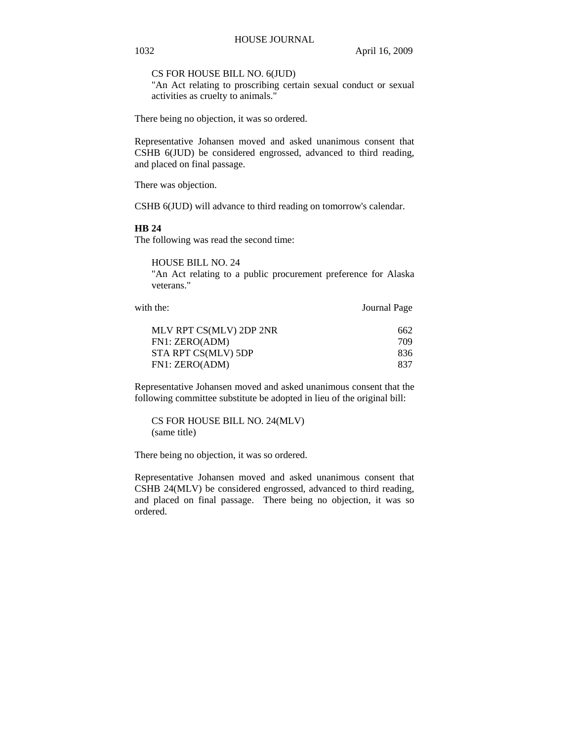CS FOR HOUSE BILL NO. 6(JUD)
"An Act relating to proscribing certain sexual conduct or sexual activities as cruelty to animals."

There being no objection, it was so ordered.

Representative Johansen moved and asked unanimous consent that CSHB 6(JUD) be considered engrossed, advanced to third reading, and placed on final passage.

There was objection.

CSHB 6(JUD) will advance to third reading on tomorrow's calendar.

**HB 24**
The following was read the second time:

HOUSE BILL NO. 24
"An Act relating to a public procurement preference for Alaska veterans."

| with the: | Journal Page |
|---|---|
| MLV RPT CS(MLV) 2DP 2NR | 662 |
| FN1: ZERO(ADM) | 709 |
| STA RPT CS(MLV) 5DP | 836 |
| FN1: ZERO(ADM) | 837 |

Representative Johansen moved and asked unanimous consent that the following committee substitute be adopted in lieu of the original bill:

CS FOR HOUSE BILL NO. 24(MLV)
(same title)

There being no objection, it was so ordered.

Representative Johansen moved and asked unanimous consent that CSHB 24(MLV) be considered engrossed, advanced to third reading, and placed on final passage. There being no objection, it was so ordered.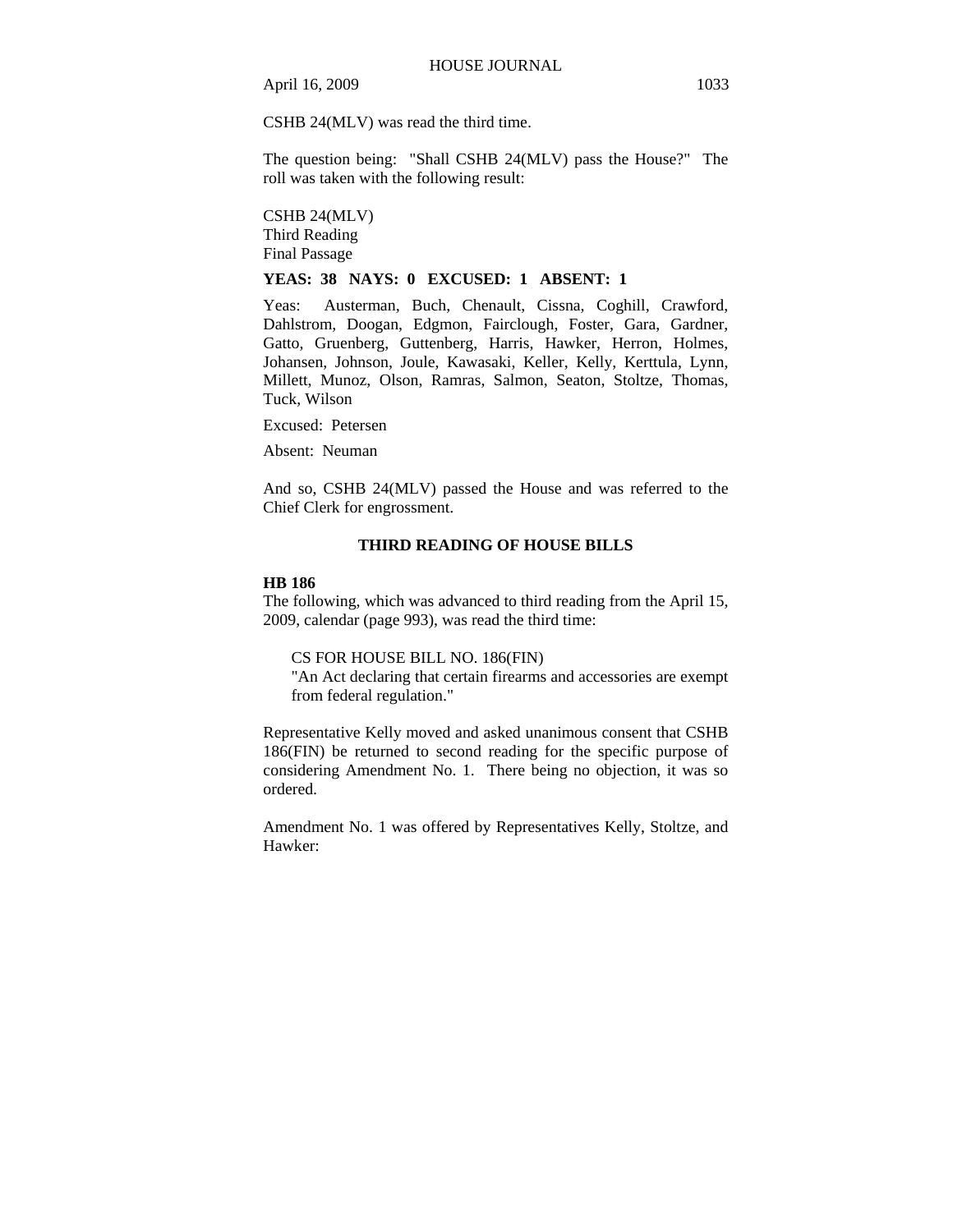CSHB 24(MLV) was read the third time.

The question being: "Shall CSHB 24(MLV) pass the House?" The roll was taken with the following result:

CSHB 24(MLV)
Third Reading
Final Passage

**YEAS: 38 NAYS: 0 EXCUSED: 1 ABSENT: 1**

Yeas: Austerman, Buch, Chenault, Cissna, Coghill, Crawford, Dahlstrom, Doogan, Edgmon, Fairclough, Foster, Gara, Gardner, Gatto, Gruenberg, Guttenberg, Harris, Hawker, Herron, Holmes, Johansen, Johnson, Joule, Kawasaki, Keller, Kelly, Kerttula, Lynn, Millett, Munoz, Olson, Ramras, Salmon, Seaton, Stoltze, Thomas, Tuck, Wilson

Excused: Petersen

Absent: Neuman

And so, CSHB 24(MLV) passed the House and was referred to the Chief Clerk for engrossment.

## THIRD READING OF HOUSE BILLS

**HB 186**
The following, which was advanced to third reading from the April 15, 2009, calendar (page 993), was read the third time:

> CS FOR HOUSE BILL NO. 186(FIN)
> "An Act declaring that certain firearms and accessories are exempt from federal regulation."

Representative Kelly moved and asked unanimous consent that CSHB 186(FIN) be returned to second reading for the specific purpose of considering Amendment No. 1. There being no objection, it was so ordered.

Amendment No. 1 was offered by Representatives Kelly, Stoltze, and Hawker: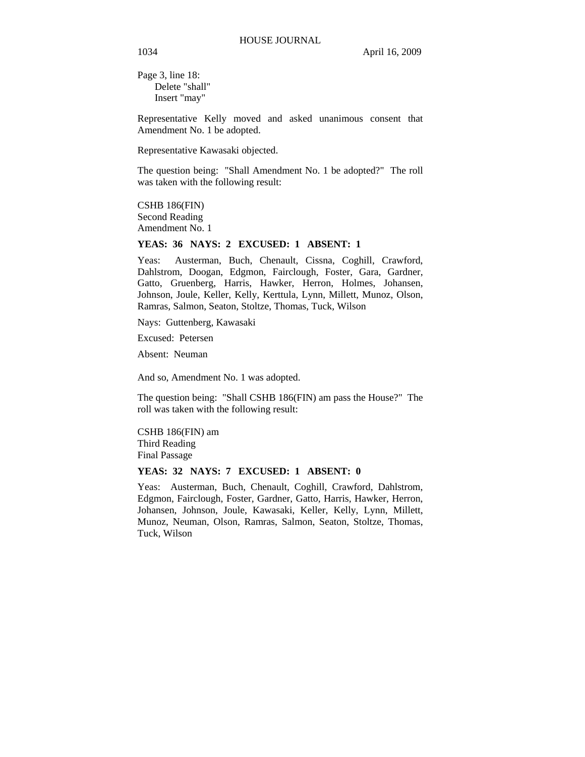Page 3, line 18:
Delete "shall"
Insert "may"

Representative Kelly moved and asked unanimous consent that Amendment No. 1 be adopted.

Representative Kawasaki objected.

The question being: "Shall Amendment No. 1 be adopted?" The roll was taken with the following result:

CSHB 186(FIN)
Second Reading
Amendment No. 1

**YEAS: 36 NAYS: 2 EXCUSED: 1 ABSENT: 1**

Yeas: Austerman, Buch, Chenault, Cissna, Coghill, Crawford, Dahlstrom, Doogan, Edgmon, Fairclough, Foster, Gara, Gardner, Gatto, Gruenberg, Harris, Hawker, Herron, Holmes, Johansen, Johnson, Joule, Keller, Kelly, Kerttula, Lynn, Millett, Munoz, Olson, Ramras, Salmon, Seaton, Stoltze, Thomas, Tuck, Wilson

Nays: Guttenberg, Kawasaki

Excused: Petersen

Absent: Neuman

And so, Amendment No. 1 was adopted.

The question being: "Shall CSHB 186(FIN) am pass the House?" The roll was taken with the following result:

CSHB 186(FIN) am
Third Reading
Final Passage

**YEAS: 32 NAYS: 7 EXCUSED: 1 ABSENT: 0**

Yeas: Austerman, Buch, Chenault, Coghill, Crawford, Dahlstrom, Edgmon, Fairclough, Foster, Gardner, Gatto, Harris, Hawker, Herron, Johansen, Johnson, Joule, Kawasaki, Keller, Kelly, Lynn, Millett, Munoz, Neuman, Olson, Ramras, Salmon, Seaton, Stoltze, Thomas, Tuck, Wilson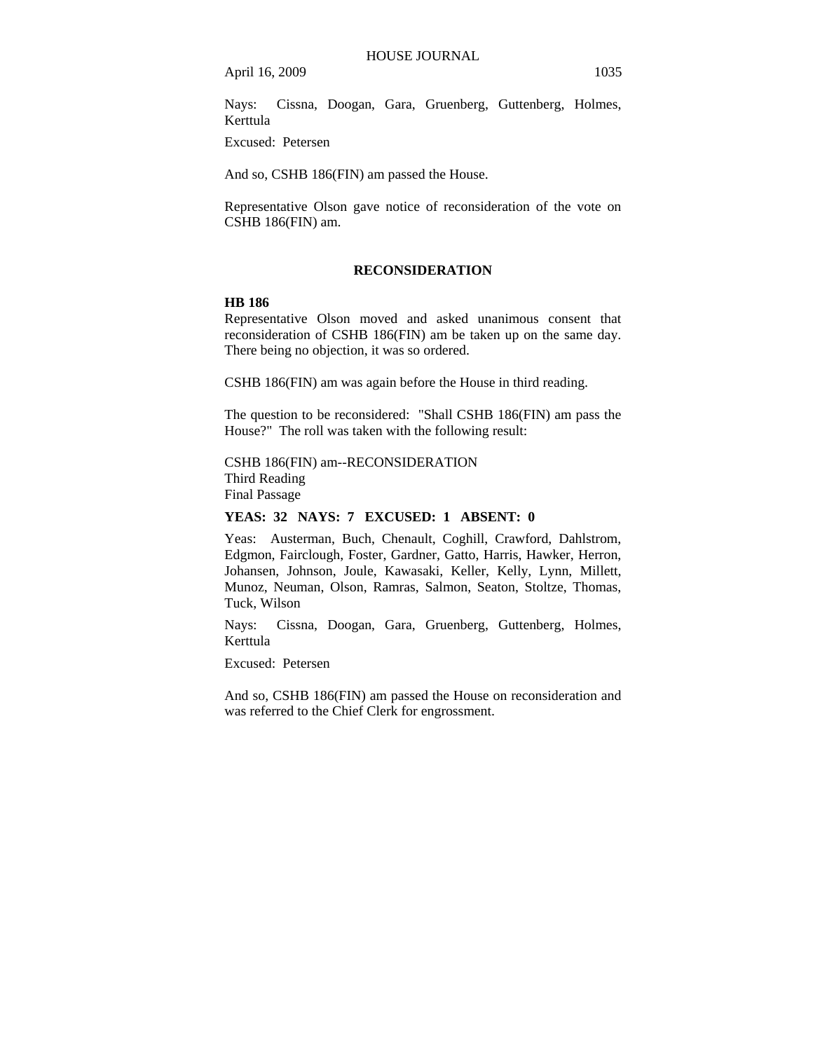Nays: Cissna, Doogan, Gara, Gruenberg, Guttenberg, Holmes, Kerttula

Excused: Petersen

And so, CSHB 186(FIN) am passed the House.

Representative Olson gave notice of reconsideration of the vote on CSHB 186(FIN) am.

## RECONSIDERATION

**HB 186**

Representative Olson moved and asked unanimous consent that reconsideration of CSHB 186(FIN) am be taken up on the same day. There being no objection, it was so ordered.

CSHB 186(FIN) am was again before the House in third reading.

The question to be reconsidered: "Shall CSHB 186(FIN) am pass the House?" The roll was taken with the following result:

CSHB 186(FIN) am--RECONSIDERATION
Third Reading
Final Passage

**YEAS: 32 NAYS: 7 EXCUSED: 1 ABSENT: 0**

Yeas: Austerman, Buch, Chenault, Coghill, Crawford, Dahlstrom, Edgmon, Fairclough, Foster, Gardner, Gatto, Harris, Hawker, Herron, Johansen, Johnson, Joule, Kawasaki, Keller, Kelly, Lynn, Millett, Munoz, Neuman, Olson, Ramras, Salmon, Seaton, Stoltze, Thomas, Tuck, Wilson

Nays: Cissna, Doogan, Gara, Gruenberg, Guttenberg, Holmes, Kerttula

Excused: Petersen

And so, CSHB 186(FIN) am passed the House on reconsideration and was referred to the Chief Clerk for engrossment.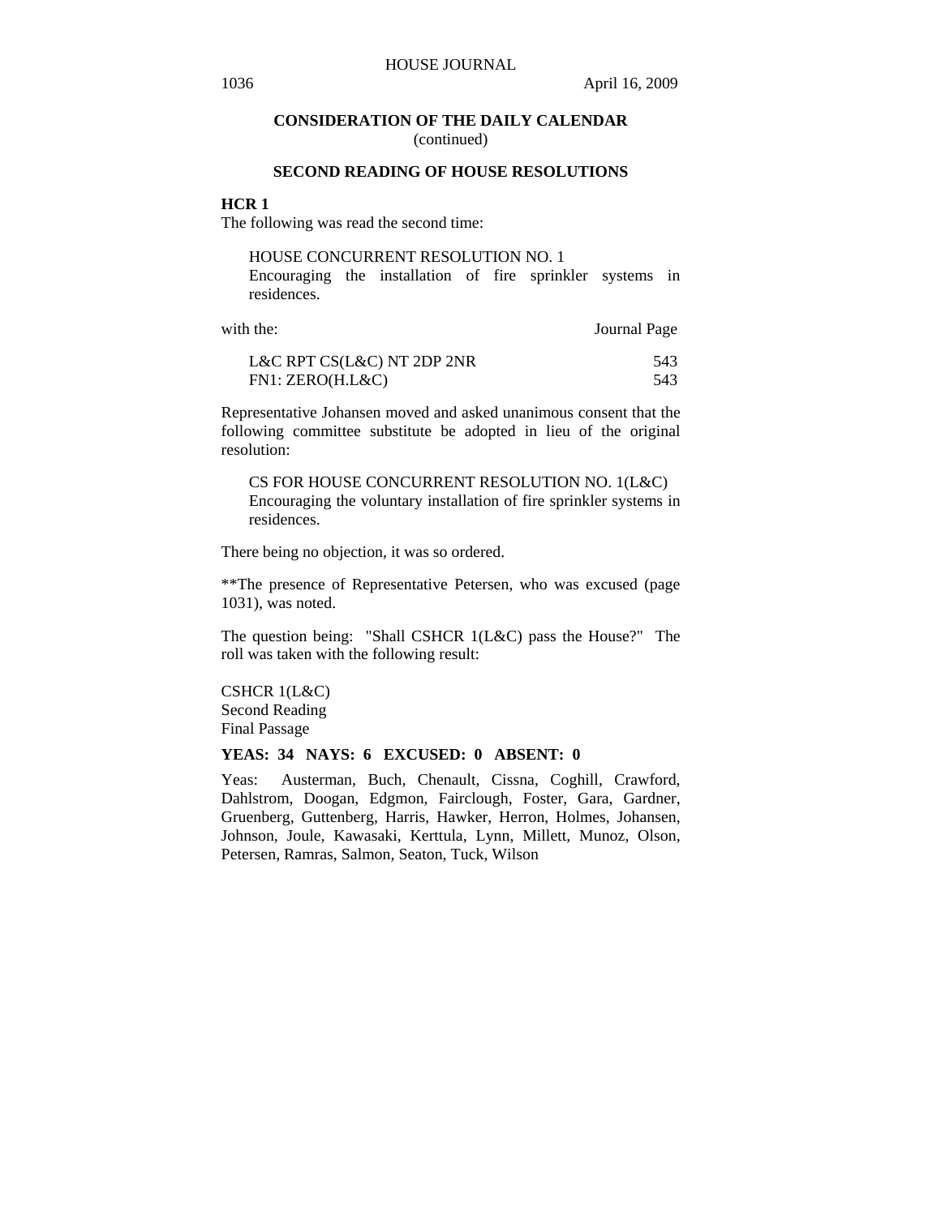## CONSIDERATION OF THE DAILY CALENDAR
(continued)

### SECOND READING OF HOUSE RESOLUTIONS

**HCR 1**

The following was read the second time:

HOUSE CONCURRENT RESOLUTION NO. 1
Encouraging the installation of fire sprinkler systems in residences.

| with the: | Journal Page |
|---|---|
| L&C RPT CS(L&C) NT 2DP 2NR | 543 |
| FN1: ZERO(H.L&C) | 543 |

Representative Johansen moved and asked unanimous consent that the following committee substitute be adopted in lieu of the original resolution:

CS FOR HOUSE CONCURRENT RESOLUTION NO. 1(L&C)
Encouraging the voluntary installation of fire sprinkler systems in residences.

There being no objection, it was so ordered.

**The presence of Representative Petersen, who was excused (page 1031), was noted.

The question being: "Shall CSHCR 1(L&C) pass the House?" The roll was taken with the following result:

CSHCR 1(L&C)
Second Reading
Final Passage

**YEAS: 34 NAYS: 6 EXCUSED: 0 ABSENT: 0**

Yeas: Austerman, Buch, Chenault, Cissna, Coghill, Crawford, Dahlstrom, Doogan, Edgmon, Fairclough, Foster, Gara, Gardner, Gruenberg, Guttenberg, Harris, Hawker, Herron, Holmes, Johansen, Johnson, Joule, Kawasaki, Kerttula, Lynn, Millett, Munoz, Olson, Petersen, Ramras, Salmon, Seaton, Tuck, Wilson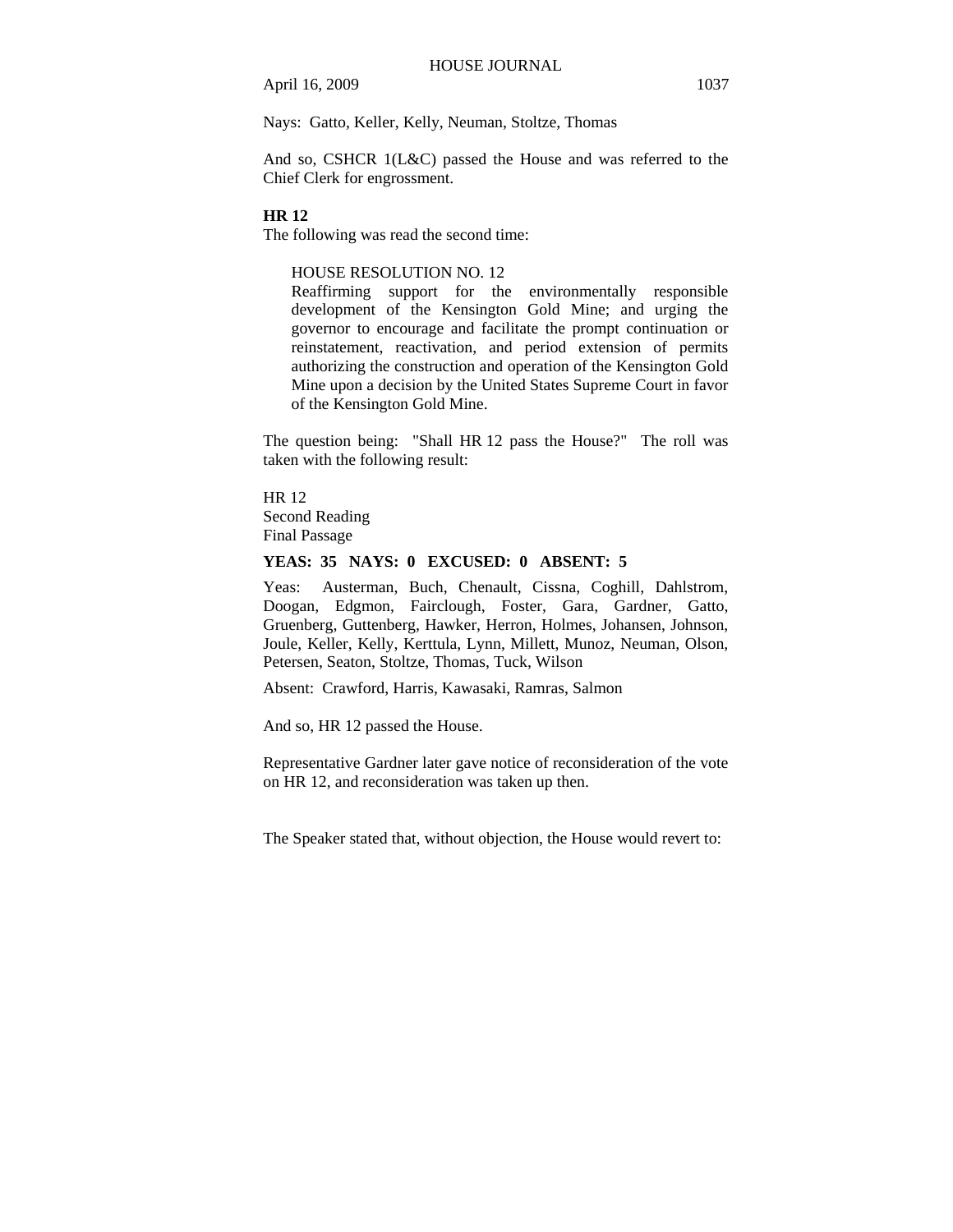Nays: Gatto, Keller, Kelly, Neuman, Stoltze, Thomas

And so, CSHCR 1(L&C) passed the House and was referred to the Chief Clerk for engrossment.

**HR 12**

The following was read the second time:

> HOUSE RESOLUTION NO. 12
> Reaffirming support for the environmentally responsible development of the Kensington Gold Mine; and urging the governor to encourage and facilitate the prompt continuation or reinstatement, reactivation, and period extension of permits authorizing the construction and operation of the Kensington Gold Mine upon a decision by the United States Supreme Court in favor of the Kensington Gold Mine.

The question being: "Shall HR 12 pass the House?" The roll was taken with the following result:

HR 12
Second Reading
Final Passage

**YEAS: 35 NAYS: 0 EXCUSED: 0 ABSENT: 5**

Yeas: Austerman, Buch, Chenault, Cissna, Coghill, Dahlstrom, Doogan, Edgmon, Fairclough, Foster, Gara, Gardner, Gatto, Gruenberg, Guttenberg, Hawker, Herron, Holmes, Johansen, Johnson, Joule, Keller, Kelly, Kerttula, Lynn, Millett, Munoz, Neuman, Olson, Petersen, Seaton, Stoltze, Thomas, Tuck, Wilson

Absent: Crawford, Harris, Kawasaki, Ramras, Salmon

And so, HR 12 passed the House.

Representative Gardner later gave notice of reconsideration of the vote on HR 12, and reconsideration was taken up then.

The Speaker stated that, without objection, the House would revert to: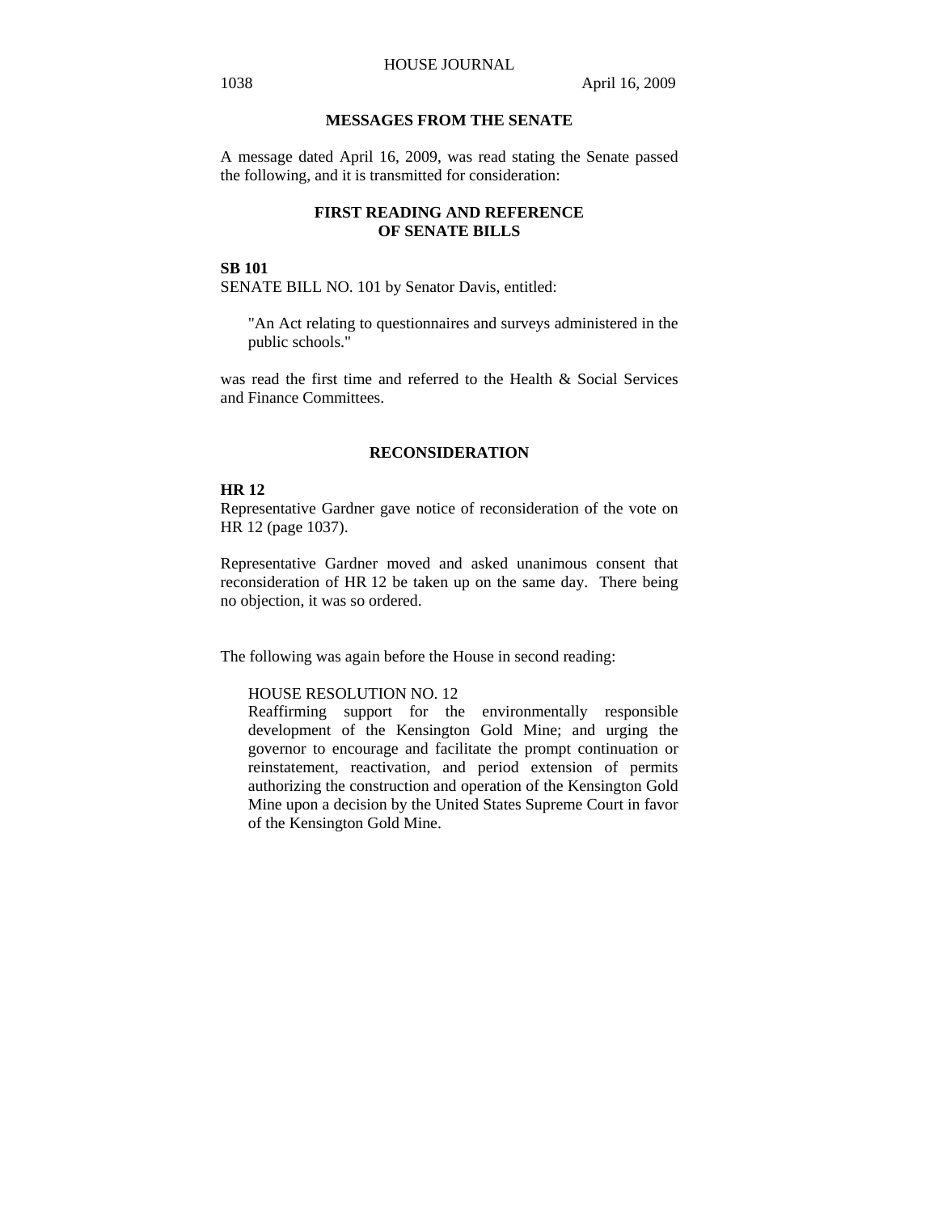## MESSAGES FROM THE SENATE

A message dated April 16, 2009, was read stating the Senate passed the following, and it is transmitted for consideration:

### FIRST READING AND REFERENCE OF SENATE BILLS

**SB 101**
SENATE BILL NO. 101 by Senator Davis, entitled:

> "An Act relating to questionnaires and surveys administered in the public schools."

was read the first time and referred to the Health & Social Services and Finance Committees.

## RECONSIDERATION

**HR 12**
Representative Gardner gave notice of reconsideration of the vote on HR 12 (page 1037).

Representative Gardner moved and asked unanimous consent that reconsideration of HR 12 be taken up on the same day. There being no objection, it was so ordered.

The following was again before the House in second reading:

> HOUSE RESOLUTION NO. 12
> Reaffirming support for the environmentally responsible development of the Kensington Gold Mine; and urging the governor to encourage and facilitate the prompt continuation or reinstatement, reactivation, and period extension of permits authorizing the construction and operation of the Kensington Gold Mine upon a decision by the United States Supreme Court in favor of the Kensington Gold Mine.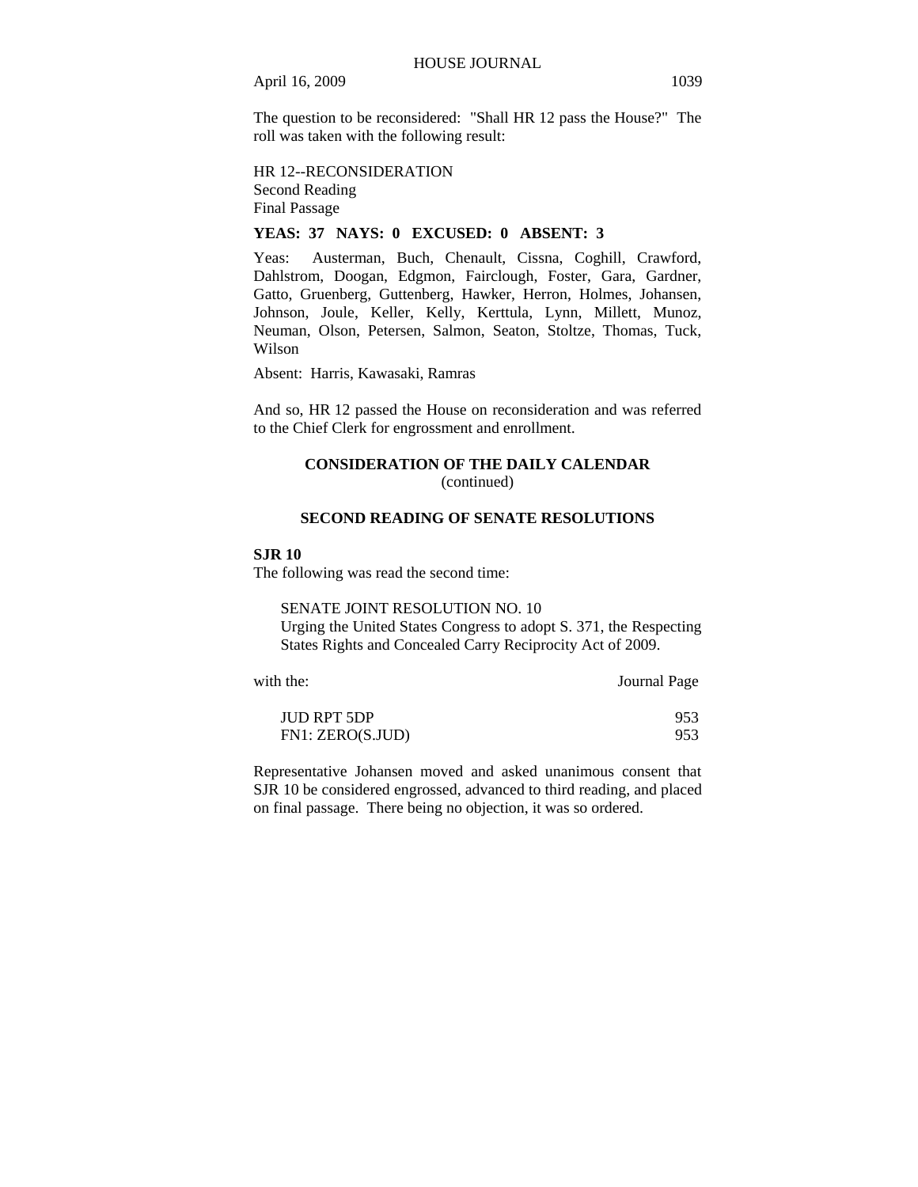The question to be reconsidered: "Shall HR 12 pass the House?" The roll was taken with the following result:

HR 12--RECONSIDERATION
Second Reading
Final Passage

**YEAS: 37 NAYS: 0 EXCUSED: 0 ABSENT: 3**

Yeas: Austerman, Buch, Chenault, Cissna, Coghill, Crawford, Dahlstrom, Doogan, Edgmon, Fairclough, Foster, Gara, Gardner, Gatto, Gruenberg, Guttenberg, Hawker, Herron, Holmes, Johansen, Johnson, Joule, Keller, Kelly, Kerttula, Lynn, Millett, Munoz, Neuman, Olson, Petersen, Salmon, Seaton, Stoltze, Thomas, Tuck, Wilson

Absent: Harris, Kawasaki, Ramras

And so, HR 12 passed the House on reconsideration and was referred to the Chief Clerk for engrossment and enrollment.

## CONSIDERATION OF THE DAILY CALENDAR
(continued)

## SECOND READING OF SENATE RESOLUTIONS

**SJR 10**
The following was read the second time:

SENATE JOINT RESOLUTION NO. 10
Urging the United States Congress to adopt S. 371, the Respecting States Rights and Concealed Carry Reciprocity Act of 2009.

| with the: | Journal Page |
|---|---|
| JUD RPT 5DP | 953 |
| FN1: ZERO(S.JUD) | 953 |

Representative Johansen moved and asked unanimous consent that SJR 10 be considered engrossed, advanced to third reading, and placed on final passage. There being no objection, it was so ordered.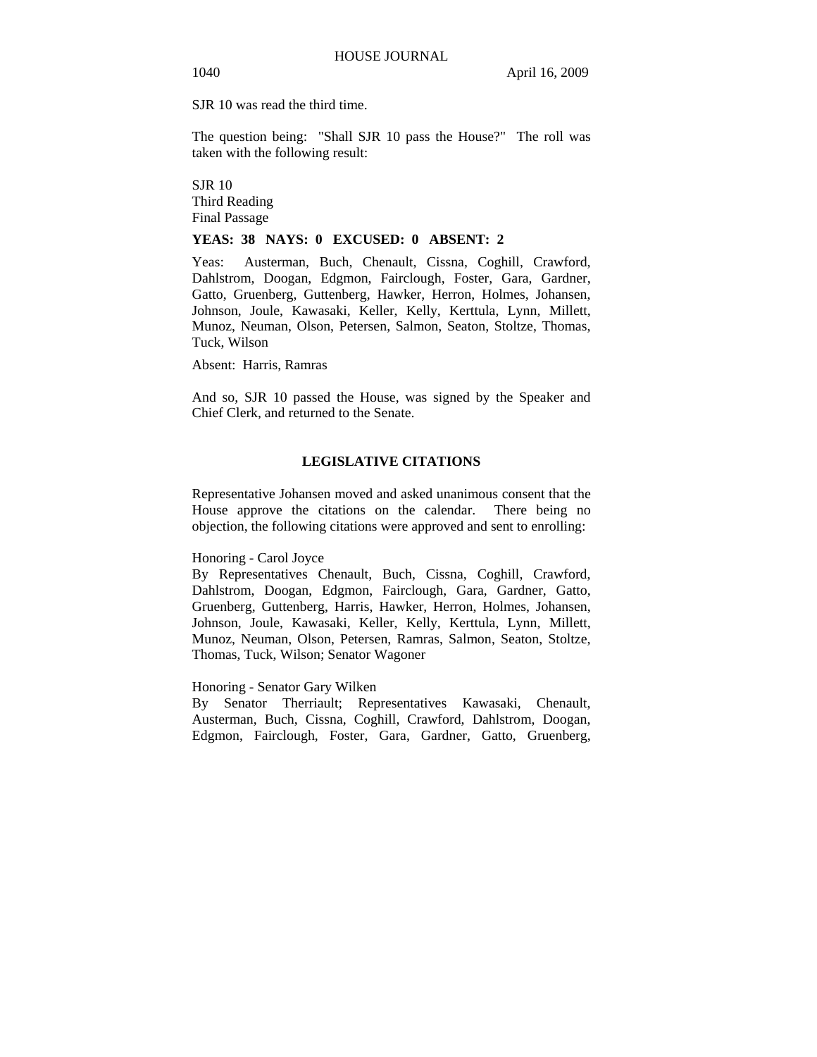SJR 10 was read the third time.

The question being: "Shall SJR 10 pass the House?" The roll was taken with the following result:

SJR 10
Third Reading
Final Passage

**YEAS: 38 NAYS: 0 EXCUSED: 0 ABSENT: 2**

Yeas: Austerman, Buch, Chenault, Cissna, Coghill, Crawford, Dahlstrom, Doogan, Edgmon, Fairclough, Foster, Gara, Gardner, Gatto, Gruenberg, Guttenberg, Hawker, Herron, Holmes, Johansen, Johnson, Joule, Kawasaki, Keller, Kelly, Kerttula, Lynn, Millett, Munoz, Neuman, Olson, Petersen, Salmon, Seaton, Stoltze, Thomas, Tuck, Wilson

Absent: Harris, Ramras

And so, SJR 10 passed the House, was signed by the Speaker and Chief Clerk, and returned to the Senate.

## LEGISLATIVE CITATIONS

Representative Johansen moved and asked unanimous consent that the House approve the citations on the calendar. There being no objection, the following citations were approved and sent to enrolling:

Honoring - Carol Joyce
By Representatives Chenault, Buch, Cissna, Coghill, Crawford, Dahlstrom, Doogan, Edgmon, Fairclough, Gara, Gardner, Gatto, Gruenberg, Guttenberg, Harris, Hawker, Herron, Holmes, Johansen, Johnson, Joule, Kawasaki, Keller, Kelly, Kerttula, Lynn, Millett, Munoz, Neuman, Olson, Petersen, Ramras, Salmon, Seaton, Stoltze, Thomas, Tuck, Wilson; Senator Wagoner

Honoring - Senator Gary Wilken
By Senator Therriault; Representatives Kawasaki, Chenault, Austerman, Buch, Cissna, Coghill, Crawford, Dahlstrom, Doogan, Edgmon, Fairclough, Foster, Gara, Gardner, Gatto, Gruenberg,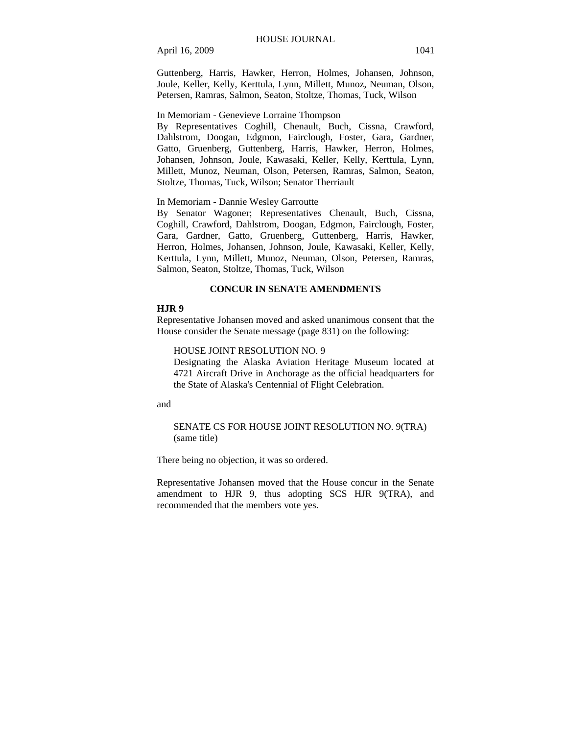Guttenberg, Harris, Hawker, Herron, Holmes, Johansen, Johnson, Joule, Keller, Kelly, Kerttula, Lynn, Millett, Munoz, Neuman, Olson, Petersen, Ramras, Salmon, Seaton, Stoltze, Thomas, Tuck, Wilson

In Memoriam - Genevieve Lorraine Thompson
By Representatives Coghill, Chenault, Buch, Cissna, Crawford, Dahlstrom, Doogan, Edgmon, Fairclough, Foster, Gara, Gardner, Gatto, Gruenberg, Guttenberg, Harris, Hawker, Herron, Holmes, Johansen, Johnson, Joule, Kawasaki, Keller, Kelly, Kerttula, Lynn, Millett, Munoz, Neuman, Olson, Petersen, Ramras, Salmon, Seaton, Stoltze, Thomas, Tuck, Wilson; Senator Therriault

In Memoriam - Dannie Wesley Garroutte
By Senator Wagoner; Representatives Chenault, Buch, Cissna, Coghill, Crawford, Dahlstrom, Doogan, Edgmon, Fairclough, Foster, Gara, Gardner, Gatto, Gruenberg, Guttenberg, Harris, Hawker, Herron, Holmes, Johansen, Johnson, Joule, Kawasaki, Keller, Kelly, Kerttula, Lynn, Millett, Munoz, Neuman, Olson, Petersen, Ramras, Salmon, Seaton, Stoltze, Thomas, Tuck, Wilson

## CONCUR IN SENATE AMENDMENTS

**HJR 9**

Representative Johansen moved and asked unanimous consent that the House consider the Senate message (page 831) on the following:

> HOUSE JOINT RESOLUTION NO. 9
> Designating the Alaska Aviation Heritage Museum located at 4721 Aircraft Drive in Anchorage as the official headquarters for the State of Alaska's Centennial of Flight Celebration.

and

> SENATE CS FOR HOUSE JOINT RESOLUTION NO. 9(TRA)
> (same title)

There being no objection, it was so ordered.

Representative Johansen moved that the House concur in the Senate amendment to HJR 9, thus adopting SCS HJR 9(TRA), and recommended that the members vote yes.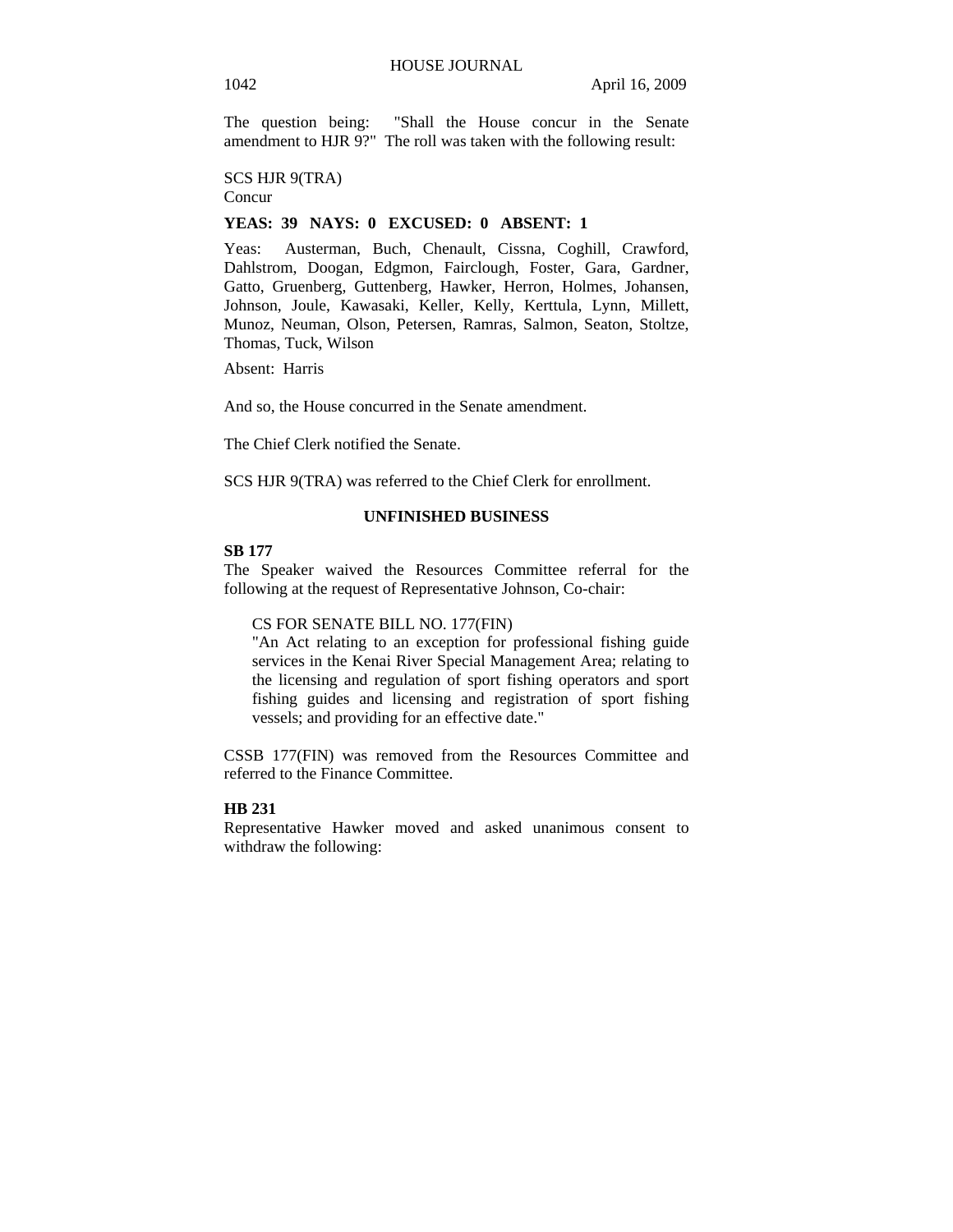The question being: "Shall the House concur in the Senate amendment to HJR 9?" The roll was taken with the following result:

SCS HJR 9(TRA)
Concur

**YEAS: 39 NAYS: 0 EXCUSED: 0 ABSENT: 1**

Yeas: Austerman, Buch, Chenault, Cissna, Coghill, Crawford, Dahlstrom, Doogan, Edgmon, Fairclough, Foster, Gara, Gardner, Gatto, Gruenberg, Guttenberg, Hawker, Herron, Holmes, Johansen, Johnson, Joule, Kawasaki, Keller, Kelly, Kerttula, Lynn, Millett, Munoz, Neuman, Olson, Petersen, Ramras, Salmon, Seaton, Stoltze, Thomas, Tuck, Wilson

Absent: Harris

And so, the House concurred in the Senate amendment.

The Chief Clerk notified the Senate.

SCS HJR 9(TRA) was referred to the Chief Clerk for enrollment.

## UNFINISHED BUSINESS

**SB 177**
The Speaker waived the Resources Committee referral for the following at the request of Representative Johnson, Co-chair:

> CS FOR SENATE BILL NO. 177(FIN)
> "An Act relating to an exception for professional fishing guide services in the Kenai River Special Management Area; relating to the licensing and regulation of sport fishing operators and sport fishing guides and licensing and registration of sport fishing vessels; and providing for an effective date."

CSSB 177(FIN) was removed from the Resources Committee and referred to the Finance Committee.

**HB 231**
Representative Hawker moved and asked unanimous consent to withdraw the following: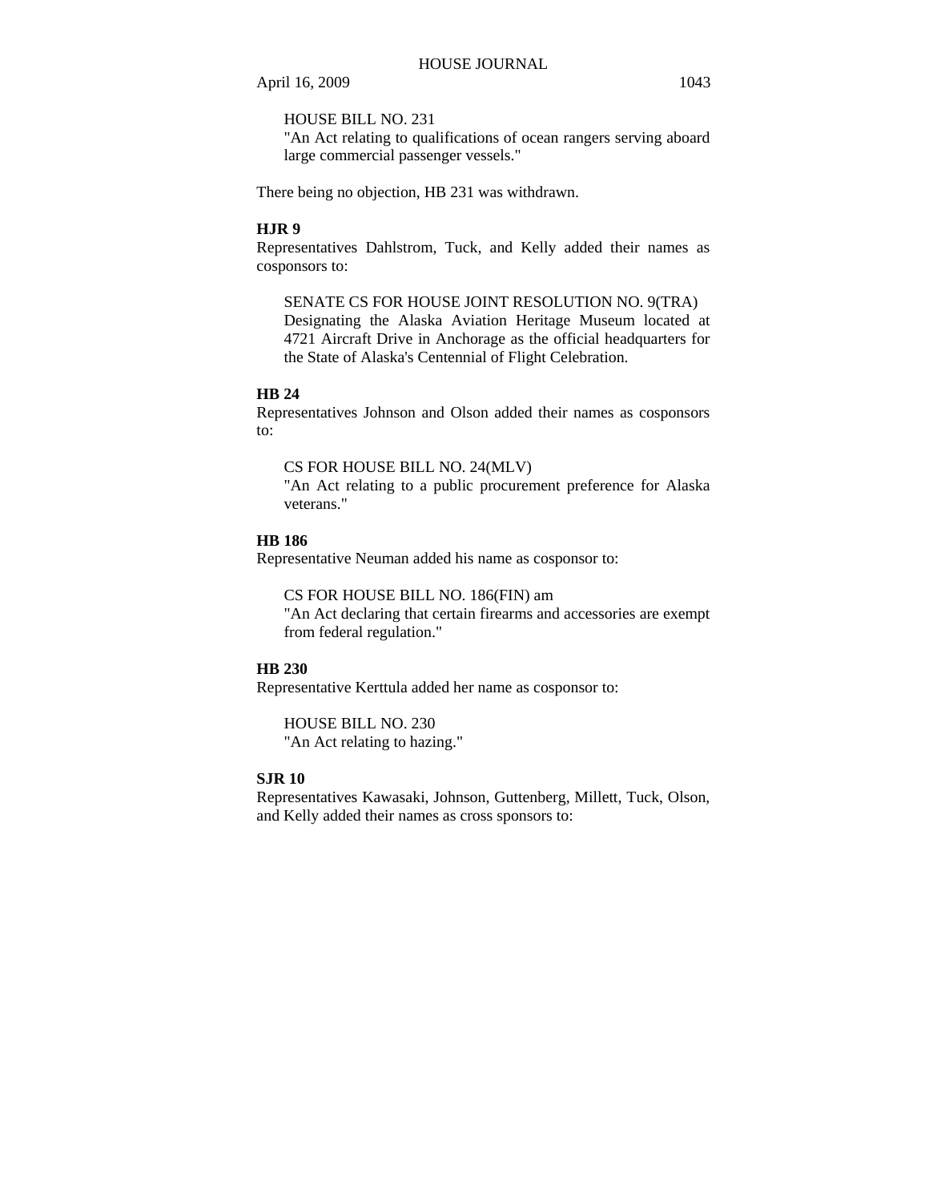HOUSE BILL NO. 231
"An Act relating to qualifications of ocean rangers serving aboard large commercial passenger vessels."

There being no objection, HB 231 was withdrawn.

**HJR 9**

Representatives Dahlstrom, Tuck, and Kelly added their names as cosponsors to:

SENATE CS FOR HOUSE JOINT RESOLUTION NO. 9(TRA)
Designating the Alaska Aviation Heritage Museum located at 4721 Aircraft Drive in Anchorage as the official headquarters for the State of Alaska's Centennial of Flight Celebration.

**HB 24**

Representatives Johnson and Olson added their names as cosponsors to:

CS FOR HOUSE BILL NO. 24(MLV)
"An Act relating to a public procurement preference for Alaska veterans."

**HB 186**

Representative Neuman added his name as cosponsor to:

CS FOR HOUSE BILL NO. 186(FIN) am
"An Act declaring that certain firearms and accessories are exempt from federal regulation."

**HB 230**

Representative Kerttula added her name as cosponsor to:

HOUSE BILL NO. 230
"An Act relating to hazing."

**SJR 10**

Representatives Kawasaki, Johnson, Guttenberg, Millett, Tuck, Olson, and Kelly added their names as cross sponsors to: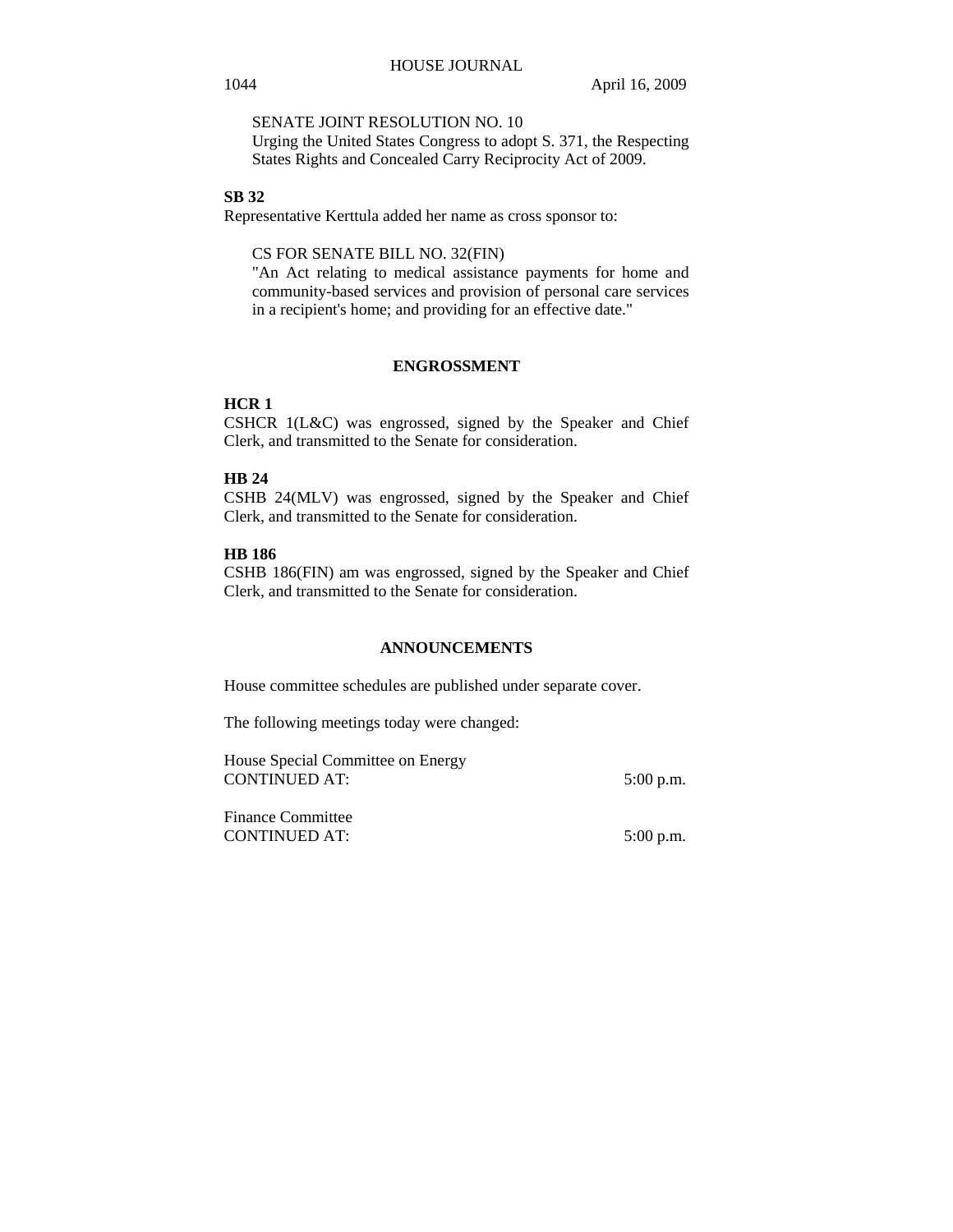SENATE JOINT RESOLUTION NO. 10
Urging the United States Congress to adopt S. 371, the Respecting States Rights and Concealed Carry Reciprocity Act of 2009.

**SB 32**
Representative Kerttula added her name as cross sponsor to:

CS FOR SENATE BILL NO. 32(FIN)
"An Act relating to medical assistance payments for home and community-based services and provision of personal care services in a recipient's home; and providing for an effective date."

## ENGROSSMENT

**HCR 1**
CSHCR 1(L&C) was engrossed, signed by the Speaker and Chief Clerk, and transmitted to the Senate for consideration.

**HB 24**
CSHB 24(MLV) was engrossed, signed by the Speaker and Chief Clerk, and transmitted to the Senate for consideration.

**HB 186**
CSHB 186(FIN) am was engrossed, signed by the Speaker and Chief Clerk, and transmitted to the Senate for consideration.

## ANNOUNCEMENTS

House committee schedules are published under separate cover.

The following meetings today were changed:

House Special Committee on Energy
CONTINUED AT: 5:00 p.m.

Finance Committee
CONTINUED AT: 5:00 p.m.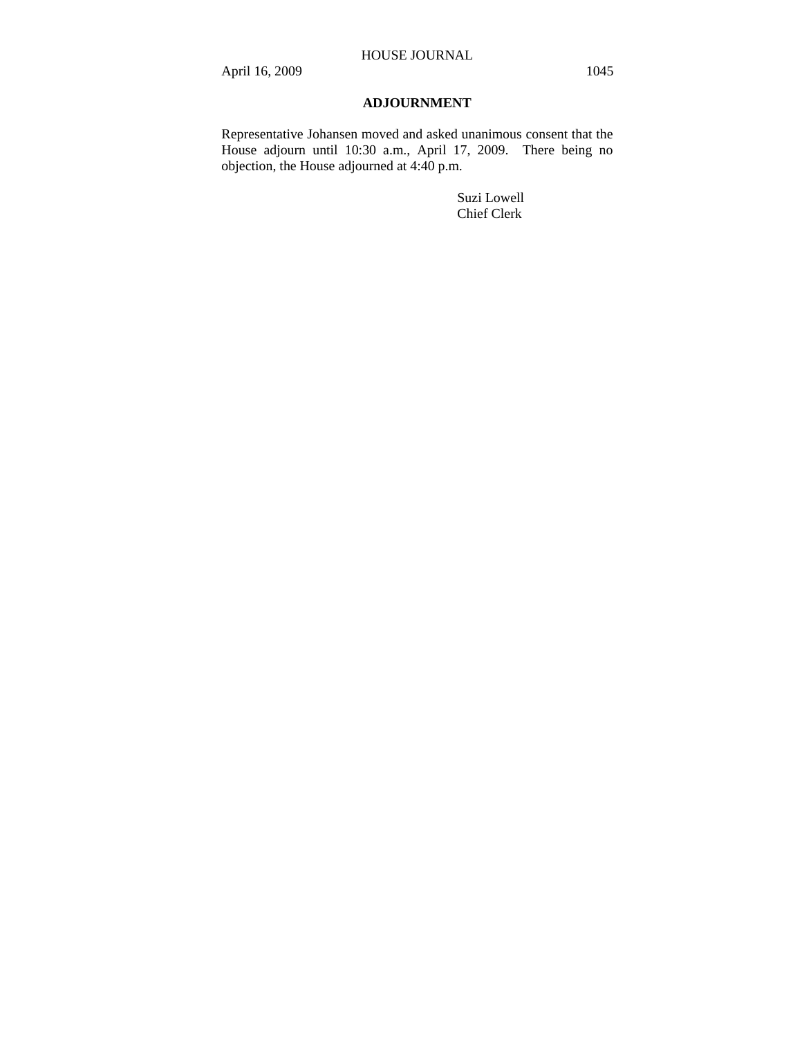## ADJOURNMENT

Representative Johansen moved and asked unanimous consent that the House adjourn until 10:30 a.m., April 17, 2009. There being no objection, the House adjourned at 4:40 p.m.

Suzi Lowell
Chief Clerk